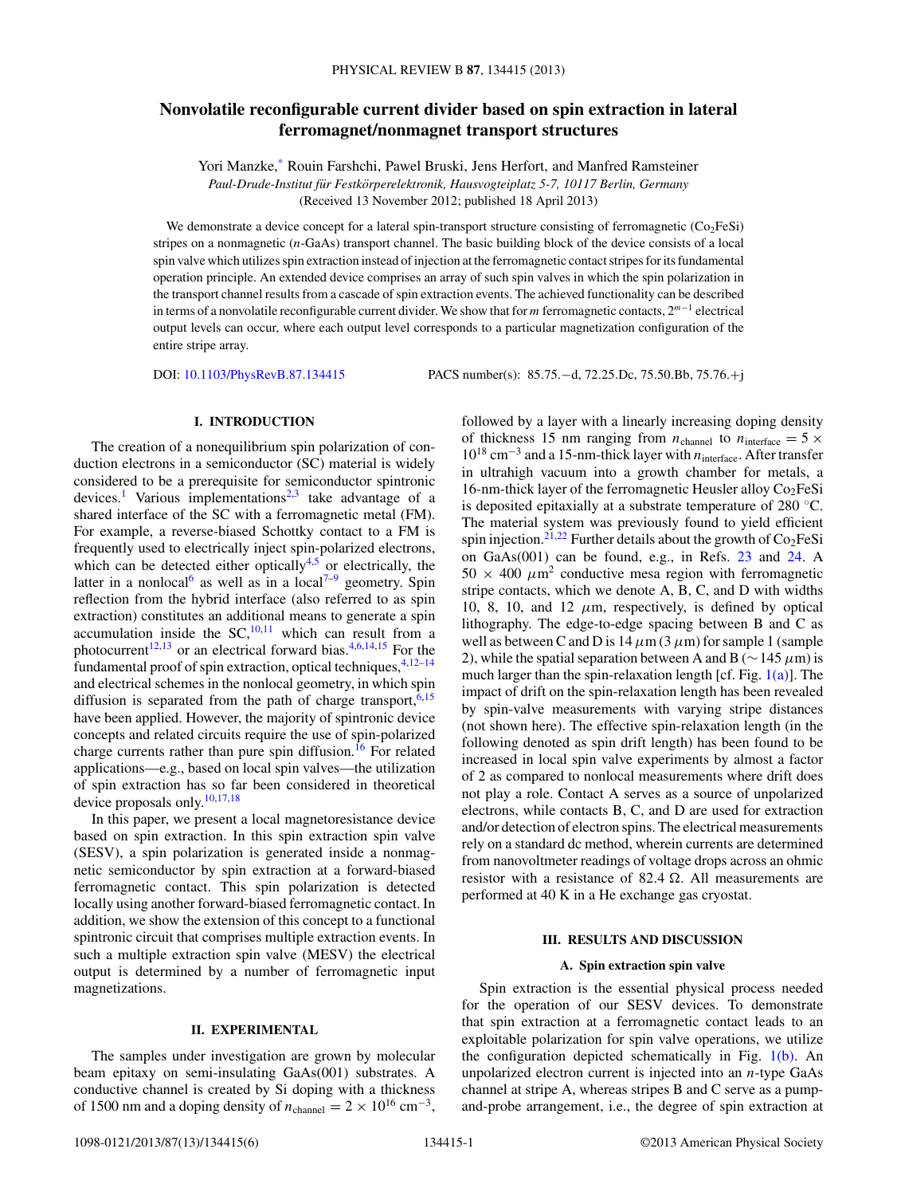# Nonvolatile reconfigurable current divider based on spin extraction in lateral ferromagnet/nonmagnet transport structures

Yori Manzke,[*] Rouin Farshchi, Pawel Bruski, Jens Herfort, and Manfred Ramsteiner

*Paul-Drude-Institut für Festkörperelektronik, Hausvogteiplatz 5-7, 10117 Berlin, Germany*

(Received 13 November 2012; published 18 April 2013)

We demonstrate a device concept for a lateral spin-transport structure consisting of ferromagnetic ($Co_2FeSi$) stripes on a nonmagnetic ($n$-GaAs) transport channel. The basic building block of the device consists of a local spin valve which utilizes spin extraction instead of injection at the ferromagnetic contact stripes for its fundamental operation principle. An extended device comprises an array of such spin valves in which the spin polarization in the transport channel results from a cascade of spin extraction events. The achieved functionality can be described in terms of a nonvolatile reconfigurable current divider. We show that for $m$ ferromagnetic contacts, $2^{m-1}$ electrical output levels can occur, where each output level corresponds to a particular magnetization configuration of the entire stripe array.

DOI: 10.1103/PhysRevB.87.134415    PACS number(s): 85.75.−d, 72.25.Dc, 75.50.Bb, 75.76.+j

## I. INTRODUCTION

The creation of a nonequilibrium spin polarization of conduction electrons in a semiconductor (SC) material is widely considered to be a prerequisite for semiconductor spintronic devices.[1] Various implementations[2,3] take advantage of a shared interface of the SC with a ferromagnetic metal (FM). For example, a reverse-biased Schottky contact to a FM is frequently used to electrically inject spin-polarized electrons, which can be detected either optically[4,5] or electrically, the latter in a nonlocal[6] as well as in a local[7–9] geometry. Spin reflection from the hybrid interface (also referred to as spin extraction) constitutes an additional means to generate a spin accumulation inside the SC,[10,11] which can result from a photocurrent[12,13] or an electrical forward bias.[4,6,14,15] For the fundamental proof of spin extraction, optical techniques,[4,12–14] and electrical schemes in the nonlocal geometry, in which spin diffusion is separated from the path of charge transport,[6,15] have been applied. However, the majority of spintronic device concepts and related circuits require the use of spin-polarized charge currents rather than pure spin diffusion.[16] For related applications—e.g., based on local spin valves—the utilization of spin extraction has so far been considered in theoretical device proposals only.[10,17,18]

In this paper, we present a local magnetoresistance device based on spin extraction. In this spin extraction spin valve (SESV), a spin polarization is generated inside a nonmagnetic semiconductor by spin extraction at a forward-biased ferromagnetic contact. This spin polarization is detected locally using another forward-biased ferromagnetic contact. In addition, we show the extension of this concept to a functional spintronic circuit that comprises multiple extraction events. In such a multiple extraction spin valve (MESV) the electrical output is determined by a number of ferromagnetic input magnetizations.

## II. EXPERIMENTAL

The samples under investigation are grown by molecular beam epitaxy on semi-insulating GaAs(001) substrates. A conductive channel is created by Si doping with a thickness of 1500 nm and a doping density of $n_{\text{channel}} = 2 \times 10^{16}\ \text{cm}^{-3}$, followed by a layer with a linearly increasing doping density of thickness 15 nm ranging from $n_{\text{channel}}$ to $n_{\text{interface}} = 5 \times 10^{18}\ \text{cm}^{-3}$ and a 15-nm-thick layer with $n_{\text{interface}}$. After transfer in ultrahigh vacuum into a growth chamber for metals, a 16-nm-thick layer of the ferromagnetic Heusler alloy $Co_2FeSi$ is deposited epitaxially at a substrate temperature of 280 °C. The material system was previously found to yield efficient spin injection.[21,22] Further details about the growth of $Co_2FeSi$ on GaAs(001) can be found, e.g., in Refs. 23 and 24. A $50 \times 400\ \mu\text{m}^2$ conductive mesa region with ferromagnetic stripe contacts, which we denote A, B, C, and D with widths 10, 8, 10, and 12 $\mu$m, respectively, is defined by optical lithography. The edge-to-edge spacing between B and C as well as between C and D is 14 $\mu$m (3 $\mu$m) for sample 1 (sample 2), while the spatial separation between A and B ($\sim$145 $\mu$m) is much larger than the spin-relaxation length [cf. Fig. 1(a)]. The impact of drift on the spin-relaxation length has been revealed by spin-valve measurements with varying stripe distances (not shown here). The effective spin-relaxation length (in the following denoted as spin drift length) has been found to be increased in local spin valve experiments by almost a factor of 2 as compared to nonlocal measurements where drift does not play a role. Contact A serves as a source of unpolarized electrons, while contacts B, C, and D are used for extraction and/or detection of electron spins. The electrical measurements rely on a standard dc method, wherein currents are determined from nanovoltmeter readings of voltage drops across an ohmic resistor with a resistance of 82.4 Ω. All measurements are performed at 40 K in a He exchange gas cryostat.

## III. RESULTS AND DISCUSSION

### A. Spin extraction spin valve

Spin extraction is the essential physical process needed for the operation of our SESV devices. To demonstrate that spin extraction at a ferromagnetic contact leads to an exploitable polarization for spin valve operations, we utilize the configuration depicted schematically in Fig. 1(b). An unpolarized electron current is injected into an $n$-type GaAs channel at stripe A, whereas stripes B and C serve as a pump-and-probe arrangement, i.e., the degree of spin extraction at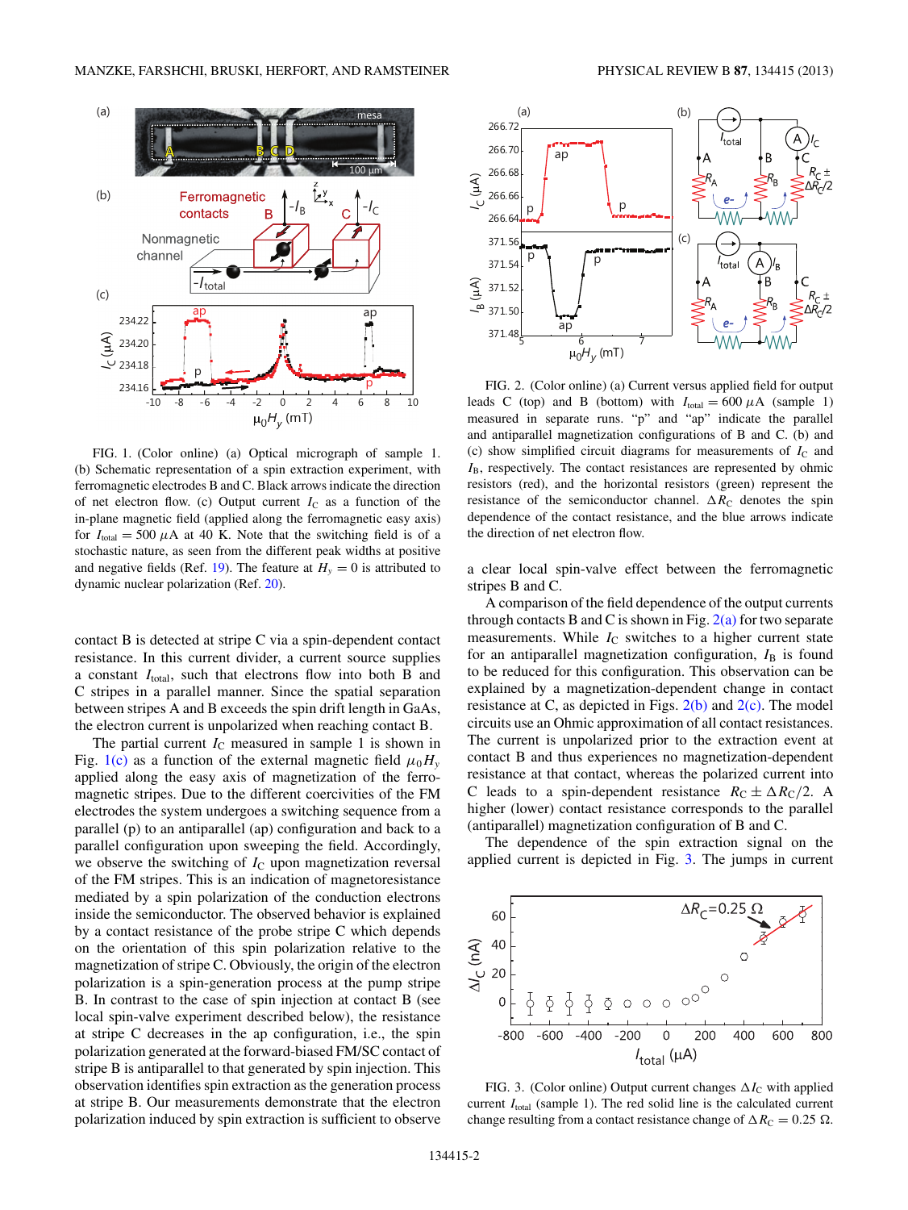FIG. 1. (Color online) (a) Optical micrograph of sample 1. (b) Schematic representation of a spin extraction experiment, with ferromagnetic electrodes B and C. Black arrows indicate the direction of net electron flow. (c) Output current $I_C$ as a function of the in-plane magnetic field (applied along the ferromagnetic easy axis) for $I_{total} = 500\ \mu A$ at 40 K. Note that the switching field is of a stochastic nature, as seen from the different peak widths at positive and negative fields (Ref. 19). The feature at $H_y = 0$ is attributed to dynamic nuclear polarization (Ref. 20).

contact B is detected at stripe C via a spin-dependent contact resistance. In this current divider, a current source supplies a constant $I_{total}$, such that electrons flow into both B and C stripes in a parallel manner. Since the spatial separation between stripes A and B exceeds the spin drift length in GaAs, the electron current is unpolarized when reaching contact B.

The partial current $I_C$ measured in sample 1 is shown in Fig. 1(c) as a function of the external magnetic field $\mu_0 H_y$ applied along the easy axis of magnetization of the ferromagnetic stripes. Due to the different coercivities of the FM electrodes the system undergoes a switching sequence from a parallel (p) to an antiparallel (ap) configuration and back to a parallel configuration upon sweeping the field. Accordingly, we observe the switching of $I_C$ upon magnetization reversal of the FM stripes. This is an indication of magnetoresistance mediated by a spin polarization of the conduction electrons inside the semiconductor. The observed behavior is explained by a contact resistance of the probe stripe C which depends on the orientation of this spin polarization relative to the magnetization of stripe C. Obviously, the origin of the electron polarization is a spin-generation process at the pump stripe B. In contrast to the case of spin injection at contact B (see local spin-valve experiment described below), the resistance at stripe C decreases in the ap configuration, i.e., the spin polarization generated at the forward-biased FM/SC contact of stripe B is antiparallel to that generated by spin injection. This observation identifies spin extraction as the generation process at stripe B. Our measurements demonstrate that the electron polarization induced by spin extraction is sufficient to observe a clear local spin-valve effect between the ferromagnetic stripes B and C.

A comparison of the field dependence of the output currents through contacts B and C is shown in Fig. 2(a) for two separate measurements. While $I_C$ switches to a higher current state for an antiparallel magnetization configuration, $I_B$ is found to be reduced for this configuration. This observation can be explained by a magnetization-dependent change in contact resistance at C, as depicted in Figs. 2(b) and 2(c). The model circuits use an Ohmic approximation of all contact resistances. The current is unpolarized prior to the extraction event at contact B and thus experiences no magnetization-dependent resistance at that contact, whereas the polarized current into C leads to a spin-dependent resistance $R_C \pm \Delta R_C/2$. A higher (lower) contact resistance corresponds to the parallel (antiparallel) magnetization configuration of B and C.

The dependence of the spin extraction signal on the applied current is depicted in Fig. 3. The jumps in current

FIG. 2. (Color online) (a) Current versus applied field for output leads C (top) and B (bottom) with $I_{total} = 600\ \mu A$ (sample 1) measured in separate runs. "p" and "ap" indicate the parallel and antiparallel magnetization configurations of B and C. (b) and (c) show simplified circuit diagrams for measurements of $I_C$ and $I_B$, respectively. The contact resistances are represented by ohmic resistors (red), and the horizontal resistors (green) represent the resistance of the semiconductor channel. $\Delta R_C$ denotes the spin dependence of the contact resistance, and the blue arrows indicate the direction of net electron flow.

FIG. 3. (Color online) Output current changes $\Delta I_C$ with applied current $I_{total}$ (sample 1). The red solid line is the calculated current change resulting from a contact resistance change of $\Delta R_C = 0.25\ \Omega$.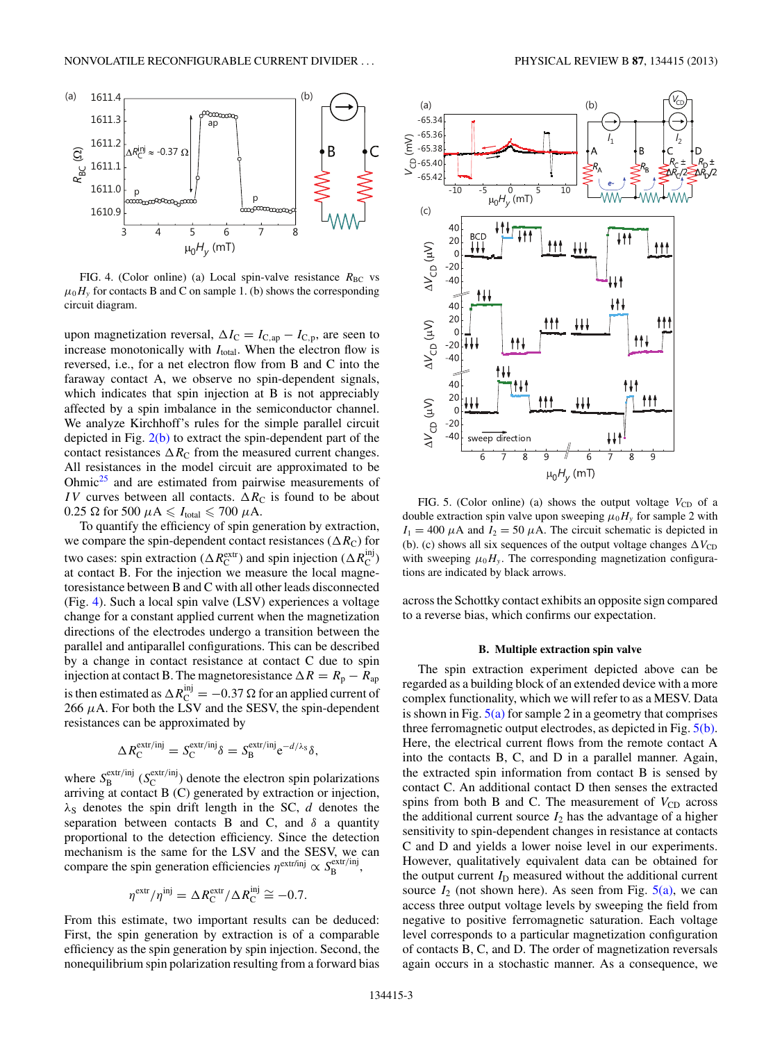FIG. 4. (Color online) (a) Local spin-valve resistance $R_{BC}$ vs $\mu_0 H_y$ for contacts B and C on sample 1. (b) shows the corresponding circuit diagram.

upon magnetization reversal, $\Delta I_C = I_{C,ap} - I_{C,p}$, are seen to increase monotonically with $I_{total}$. When the electron flow is reversed, i.e., for a net electron flow from B and C into the faraway contact A, we observe no spin-dependent signals, which indicates that spin injection at B is not appreciably affected by a spin imbalance in the semiconductor channel. We analyze Kirchhoff's rules for the simple parallel circuit depicted in Fig. 2(b) to extract the spin-dependent part of the contact resistances $\Delta R_C$ from the measured current changes. All resistances in the model circuit are approximated to be Ohmic[25] and are estimated from pairwise measurements of $IV$ curves between all contacts. $\Delta R_C$ is found to be about 0.25 Ω for 500 $\mu$A $\leqslant I_{total} \leqslant$ 700 $\mu$A.

To quantify the efficiency of spin generation by extraction, we compare the spin-dependent contact resistances ($\Delta R_C$) for two cases: spin extraction ($\Delta R_C^{extr}$) and spin injection ($\Delta R_C^{inj}$) at contact B. For the injection we measure the local magnetoresistance between B and C with all other leads disconnected (Fig. 4). Such a local spin valve (LSV) experiences a voltage change for a constant applied current when the magnetization directions of the electrodes undergo a transition between the parallel and antiparallel configurations. This can be described by a change in contact resistance at contact C due to spin injection at contact B. The magnetoresistance $\Delta R = R_p - R_{ap}$ is then estimated as $\Delta R_C^{inj} = -0.37$ Ω for an applied current of 266 $\mu$A. For both the LSV and the SESV, the spin-dependent resistances can be approximated by

$$\Delta R_C^{extr/inj} = S_C^{extr/inj}\delta = S_B^{extr/inj} e^{-d/\lambda_S}\delta,$$

where $S_B^{extr/inj}$ ($S_C^{extr/inj}$) denote the electron spin polarizations arriving at contact B (C) generated by extraction or injection, $\lambda_S$ denotes the spin drift length in the SC, $d$ denotes the separation between contacts B and C, and $\delta$ a quantity proportional to the detection efficiency. Since the detection mechanism is the same for the LSV and the SESV, we can compare the spin generation efficiencies $\eta^{extr/inj} \propto S_B^{extr/inj}$,

$$\eta^{extr}/\eta^{inj} = \Delta R_C^{extr}/\Delta R_C^{inj} \cong -0.7.$$

From this estimate, two important results can be deduced: First, the spin generation by extraction is of a comparable efficiency as the spin generation by spin injection. Second, the nonequilibrium spin polarization resulting from a forward bias across the Schottky contact exhibits an opposite sign compared to a reverse bias, which confirms our expectation.

FIG. 5. (Color online) (a) shows the output voltage $V_{CD}$ of a double extraction spin valve upon sweeping $\mu_0 H_y$ for sample 2 with $I_1 = 400$ $\mu$A and $I_2 = 50$ $\mu$A. The circuit schematic is depicted in (b). (c) shows all six sequences of the output voltage changes $\Delta V_{CD}$ with sweeping $\mu_0 H_y$. The corresponding magnetization configurations are indicated by black arrows.

### B. Multiple extraction spin valve

The spin extraction experiment depicted above can be regarded as a building block of an extended device with a more complex functionality, which we will refer to as a MESV. Data is shown in Fig. 5(a) for sample 2 in a geometry that comprises three ferromagnetic output electrodes, as depicted in Fig. 5(b). Here, the electrical current flows from the remote contact A into the contacts B, C, and D in a parallel manner. Again, the extracted spin information from contact B is sensed by contact C. An additional contact D then senses the extracted spins from both B and C. The measurement of $V_{CD}$ across the additional current source $I_2$ has the advantage of a higher sensitivity to spin-dependent changes in resistance at contacts C and D and yields a lower noise level in our experiments. However, qualitatively equivalent data can be obtained for the output current $I_D$ measured without the additional current source $I_2$ (not shown here). As seen from Fig. 5(a), we can access three output voltage levels by sweeping the field from negative to positive ferromagnetic saturation. Each voltage level corresponds to a particular magnetization configuration of contacts B, C, and D. The order of magnetization reversals again occurs in a stochastic manner. As a consequence, we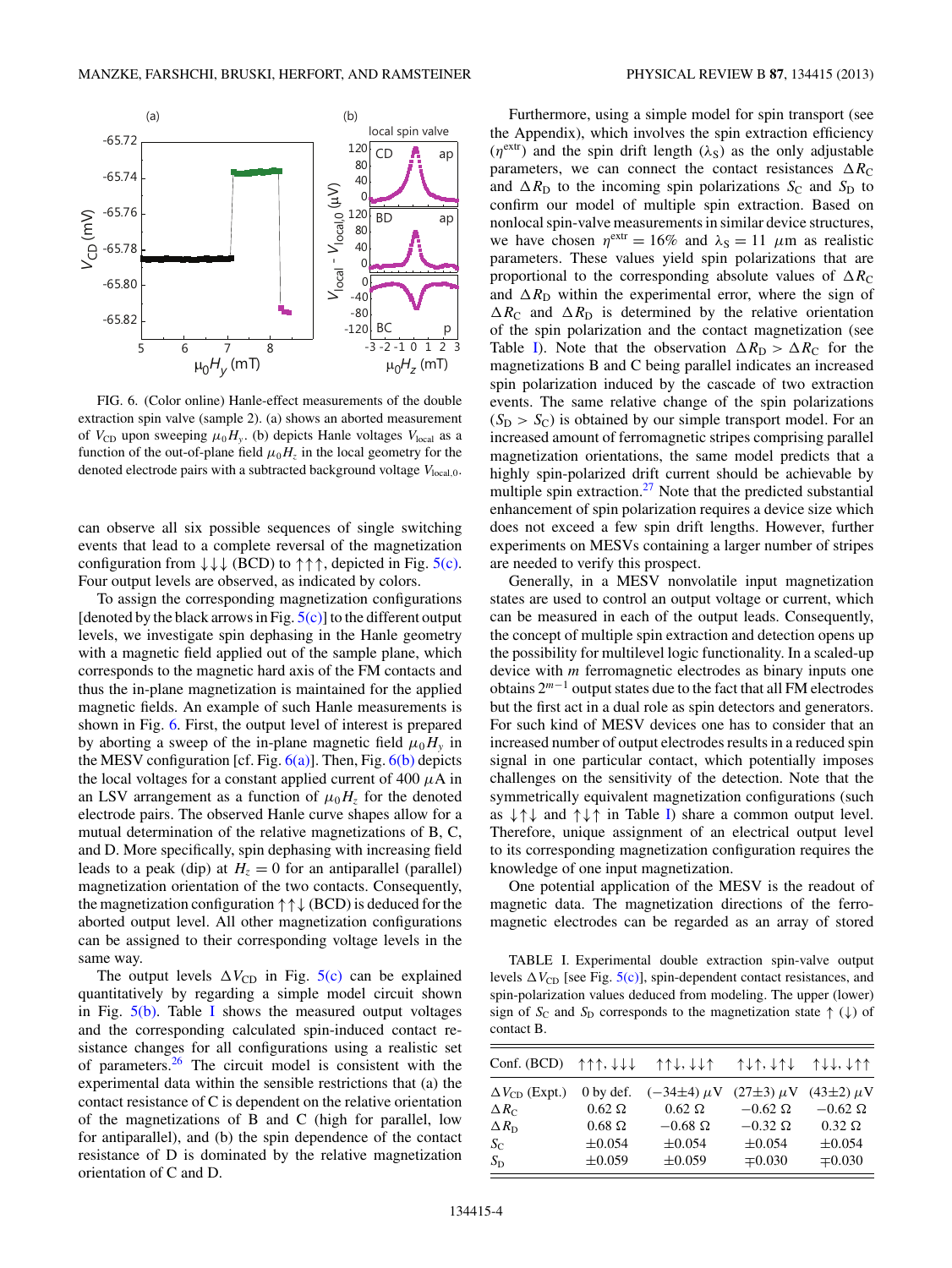FIG. 6. (Color online) Hanle-effect measurements of the double extraction spin valve (sample 2). (a) shows an aborted measurement of $V_{CD}$ upon sweeping $\mu_0 H_y$. (b) depicts Hanle voltages $V_{local}$ as a function of the out-of-plane field $\mu_0 H_z$ in the local geometry for the denoted electrode pairs with a subtracted background voltage $V_{local,0}$.

can observe all six possible sequences of single switching events that lead to a complete reversal of the magnetization configuration from ↓↓↓ (BCD) to ↑↑↑, depicted in Fig. 5(c). Four output levels are observed, as indicated by colors.

To assign the corresponding magnetization configurations [denoted by the black arrows in Fig. 5(c)] to the different output levels, we investigate spin dephasing in the Hanle geometry with a magnetic field applied out of the sample plane, which corresponds to the magnetic hard axis of the FM contacts and thus the in-plane magnetization is maintained for the applied magnetic fields. An example of such Hanle measurements is shown in Fig. 6. First, the output level of interest is prepared by aborting a sweep of the in-plane magnetic field $\mu_0 H_y$ in the MESV configuration [cf. Fig. 6(a)]. Then, Fig. 6(b) depicts the local voltages for a constant applied current of 400 $\mu$A in an LSV arrangement as a function of $\mu_0 H_z$ for the denoted electrode pairs. The observed Hanle curve shapes allow for a mutual determination of the relative magnetizations of B, C, and D. More specifically, spin dephasing with increasing field leads to a peak (dip) at $H_z = 0$ for an antiparallel (parallel) magnetization orientation of the two contacts. Consequently, the magnetization configuration ↑↑↓ (BCD) is deduced for the aborted output level. All other magnetization configurations can be assigned to their corresponding voltage levels in the same way.

The output levels $\Delta V_{CD}$ in Fig. 5(c) can be explained quantitatively by regarding a simple model circuit shown in Fig. 5(b). Table I shows the measured output voltages and the corresponding calculated spin-induced contact resistance changes for all configurations using a realistic set of parameters.[26] The circuit model is consistent with the experimental data within the sensible restrictions that (a) the contact resistance of C is dependent on the relative orientation of the magnetizations of B and C (high for parallel, low for antiparallel), and (b) the spin dependence of the contact resistance of D is dominated by the relative magnetization orientation of C and D.

Furthermore, using a simple model for spin transport (see the Appendix), which involves the spin extraction efficiency ($\eta^{extr}$) and the spin drift length ($\lambda_S$) as the only adjustable parameters, we can connect the contact resistances $\Delta R_C$ and $\Delta R_D$ to the incoming spin polarizations $S_C$ and $S_D$ to confirm our model of multiple spin extraction. Based on nonlocal spin-valve measurements in similar device structures, we have chosen $\eta^{extr} = 16\%$ and $\lambda_S = 11$ $\mu$m as realistic parameters. These values yield spin polarizations that are proportional to the corresponding absolute values of $\Delta R_C$ and $\Delta R_D$ within the experimental error, where the sign of $\Delta R_C$ and $\Delta R_D$ is determined by the relative orientation of the spin polarization and the contact magnetization (see Table I). Note that the observation $\Delta R_D > \Delta R_C$ for the magnetizations B and C being parallel indicates an increased spin polarization induced by the cascade of two extraction events. The same relative change of the spin polarizations ($S_D > S_C$) is obtained by our simple transport model. For an increased amount of ferromagnetic stripes comprising parallel magnetization orientations, the same model predicts that a highly spin-polarized drift current should be achievable by multiple spin extraction.[27] Note that the predicted substantial enhancement of spin polarization requires a device size which does not exceed a few spin drift lengths. However, further experiments on MESVs containing a larger number of stripes are needed to verify this prospect.

Generally, in a MESV nonvolatile input magnetization states are used to control an output voltage or current, which can be measured in each of the output leads. Consequently, the concept of multiple spin extraction and detection opens up the possibility for multilevel logic functionality. In a scaled-up device with $m$ ferromagnetic electrodes as binary inputs one obtains $2^{m-1}$ output states due to the fact that all FM electrodes but the first act in a dual role as spin detectors and generators. For such kind of MESV devices one has to consider that an increased number of output electrodes results in a reduced spin signal in one particular contact, which potentially imposes challenges on the sensitivity of the detection. Note that the symmetrically equivalent magnetization configurations (such as ↓↑↓ and ↑↓↑ in Table I) share a common output level. Therefore, unique assignment of an electrical output level to its corresponding magnetization configuration requires the knowledge of one input magnetization.

One potential application of the MESV is the readout of magnetic data. The magnetization directions of the ferromagnetic electrodes can be regarded as an array of stored

TABLE I. Experimental double extraction spin-valve output levels $\Delta V_{CD}$ [see Fig. 5(c)], spin-dependent contact resistances, and spin-polarization values deduced from modeling. The upper (lower) sign of $S_C$ and $S_D$ corresponds to the magnetization state ↑ (↓) of contact B.

| Conf. (BCD) | ↑↑↑, ↓↓↓ | ↑↑↓, ↓↓↑ | ↑↓↑, ↓↑↓ | ↑↓↓, ↓↑↑ |
|---|---|---|---|---|
| $\Delta V_{CD}$ (Expt.) | 0 by def. | $(-34\pm4)$ $\mu$V | $(27\pm3)$ $\mu$V | $(43\pm2)$ $\mu$V |
| $\Delta R_C$ | 0.62 Ω | 0.62 Ω | −0.62 Ω | −0.62 Ω |
| $\Delta R_D$ | 0.68 Ω | −0.68 Ω | −0.32 Ω | 0.32 Ω |
| $S_C$ | ±0.054 | ±0.054 | ±0.054 | ±0.054 |
| $S_D$ | ±0.059 | ±0.059 | ∓0.030 | ∓0.030 |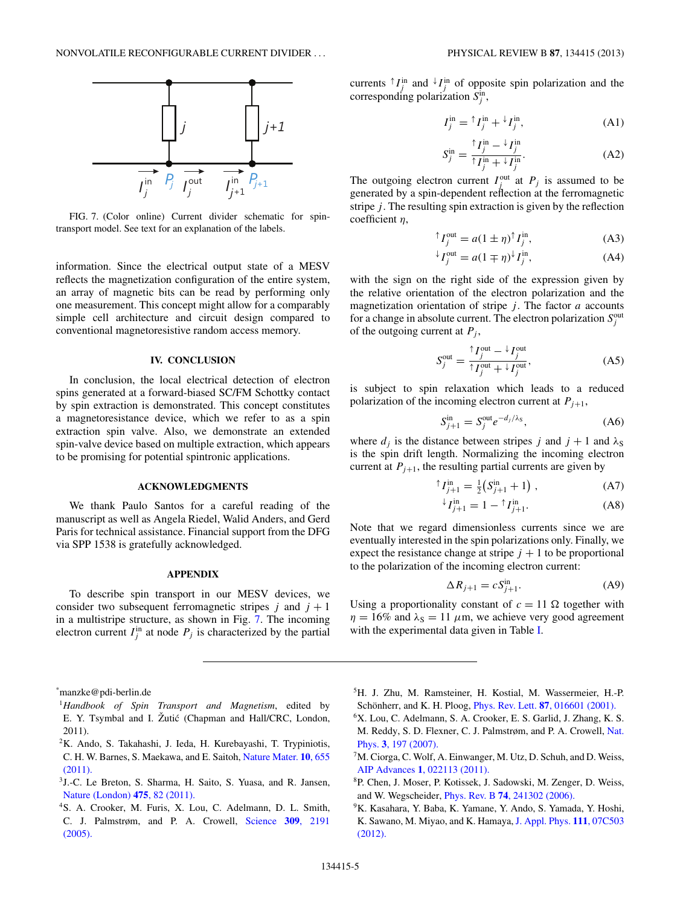FIG. 7. (Color online) Current divider schematic for spin-transport model. See text for an explanation of the labels.

information. Since the electrical output state of a MESV reflects the magnetization configuration of the entire system, an array of magnetic bits can be read by performing only one measurement. This concept might allow for a comparably simple cell architecture and circuit design compared to conventional magnetoresistive random access memory.

## IV. CONCLUSION

In conclusion, the local electrical detection of electron spins generated at a forward-biased SC/FM Schottky contact by spin extraction is demonstrated. This concept constitutes a magnetoresistance device, which we refer to as a spin extraction spin valve. Also, we demonstrate an extended spin-valve device based on multiple extraction, which appears to be promising for potential spintronic applications.

## ACKNOWLEDGMENTS

We thank Paulo Santos for a careful reading of the manuscript as well as Angela Riedel, Walid Anders, and Gerd Paris for technical assistance. Financial support from the DFG via SPP 1538 is gratefully acknowledged.

## APPENDIX

To describe spin transport in our MESV devices, we consider two subsequent ferromagnetic stripes $j$ and $j+1$ in a multistripe structure, as shown in Fig. 7. The incoming electron current $I_j^{\rm in}$ at node $P_j$ is characterized by the partial currents ${}^{\uparrow}I_j^{\rm in}$ and ${}^{\downarrow}I_j^{\rm in}$ of opposite spin polarization and the corresponding polarization $S_j^{\rm in}$,

$$I_j^{\rm in} = {}^{\uparrow}I_j^{\rm in} + {}^{\downarrow}I_j^{\rm in}, \tag{A1}$$

$$S_j^{\rm in} = \frac{{}^{\uparrow}I_j^{\rm in} - {}^{\downarrow}I_j^{\rm in}}{{}^{\uparrow}I_j^{\rm in} + {}^{\downarrow}I_j^{\rm in}}. \tag{A2}$$

The outgoing electron current $I_j^{\rm out}$ at $P_j$ is assumed to be generated by a spin-dependent reflection at the ferromagnetic stripe $j$. The resulting spin extraction is given by the reflection coefficient $\eta$,

$${}^{\uparrow}I_j^{\rm out} = a(1 \pm \eta)\,{}^{\uparrow}I_j^{\rm in}, \tag{A3}$$

$${}^{\downarrow}I_j^{\rm out} = a(1 \mp \eta)\,{}^{\downarrow}I_j^{\rm in}, \tag{A4}$$

with the sign on the right side of the expression given by the relative orientation of the electron polarization and the magnetization orientation of stripe $j$. The factor $a$ accounts for a change in absolute current. The electron polarization $S_j^{\rm out}$ of the outgoing current at $P_j$,

$$S_j^{\rm out} = \frac{{}^{\uparrow}I_j^{\rm out} - {}^{\downarrow}I_j^{\rm out}}{{}^{\uparrow}I_j^{\rm out} + {}^{\downarrow}I_j^{\rm out}}, \tag{A5}$$

is subject to spin relaxation which leads to a reduced polarization of the incoming electron current at $P_{j+1}$,

$$S_{j+1}^{\rm in} = S_j^{\rm out} e^{-d_j/\lambda_{\rm S}}, \tag{A6}$$

where $d_j$ is the distance between stripes $j$ and $j+1$ and $\lambda_{\rm S}$ is the spin drift length. Normalizing the incoming electron current at $P_{j+1}$, the resulting partial currents are given by

$${}^{\uparrow}I_{j+1}^{\rm in} = \tfrac{1}{2}\left(S_{j+1}^{\rm in} + 1\right), \tag{A7}$$

$${}^{\downarrow}I_{j+1}^{\rm in} = 1 - {}^{\uparrow}I_{j+1}^{\rm in}. \tag{A8}$$

Note that we regard dimensionless currents since we are eventually interested in the spin polarizations only. Finally, we expect the resistance change at stripe $j+1$ to be proportional to the polarization of the incoming electron current:

$$\Delta R_{j+1} = c S_{j+1}^{\rm in}. \tag{A9}$$

Using a proportionality constant of $c = 11\ \Omega$ together with $\eta = 16\%$ and $\lambda_{\rm S} = 11\ \mu$m, we achieve very good agreement with the experimental data given in Table I.

---

*manzke@pdi-berlin.de

[1] *Handbook of Spin Transport and Magnetism*, edited by E. Y. Tsymbal and I. Žutić (Chapman and Hall/CRC, London, 2011).

[2] K. Ando, S. Takahashi, J. Ieda, H. Kurebayashi, T. Trypiniotis, C. H. W. Barnes, S. Maekawa, and E. Saitoh, Nature Mater. **10**, 655 (2011).

[3] J.-C. Le Breton, S. Sharma, H. Saito, S. Yuasa, and R. Jansen, Nature (London) **475**, 82 (2011).

[4] S. A. Crooker, M. Furis, X. Lou, C. Adelmann, D. L. Smith, C. J. Palmstrøm, and P. A. Crowell, Science **309**, 2191 (2005).

[5] H. J. Zhu, M. Ramsteiner, H. Kostial, M. Wassermeier, H.-P. Schönherr, and K. H. Ploog, Phys. Rev. Lett. **87**, 016601 (2001).

[6] X. Lou, C. Adelmann, S. A. Crooker, E. S. Garlid, J. Zhang, K. S. M. Reddy, S. D. Flexner, C. J. Palmstrøm, and P. A. Crowell, Nat. Phys. **3**, 197 (2007).

[7] M. Ciorga, C. Wolf, A. Einwanger, M. Utz, D. Schuh, and D. Weiss, AIP Advances **1**, 022113 (2011).

[8] P. Chen, J. Moser, P. Kotissek, J. Sadowski, M. Zenger, D. Weiss, and W. Wegscheider, Phys. Rev. B **74**, 241302 (2006).

[9] K. Kasahara, Y. Baba, K. Yamane, Y. Ando, S. Yamada, Y. Hoshi, K. Sawano, M. Miyao, and K. Hamaya, J. Appl. Phys. **111**, 07C503 (2012).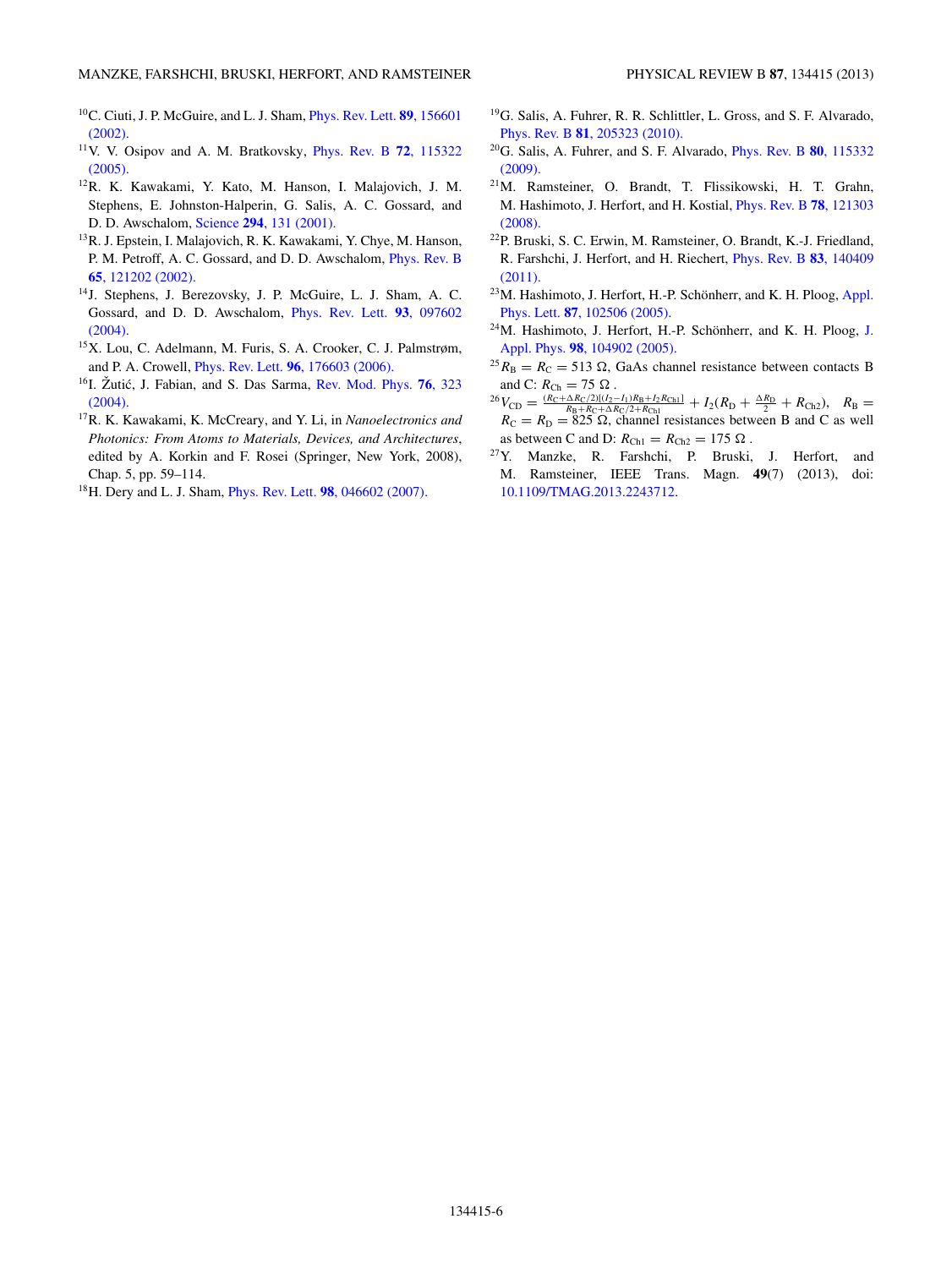[10] C. Ciuti, J. P. McGuire, and L. J. Sham, Phys. Rev. Lett. **89**, 156601 (2002).

[11] V. V. Osipov and A. M. Bratkovsky, Phys. Rev. B **72**, 115322 (2005).

[12] R. K. Kawakami, Y. Kato, M. Hanson, I. Malajovich, J. M. Stephens, E. Johnston-Halperin, G. Salis, A. C. Gossard, and D. D. Awschalom, Science **294**, 131 (2001).

[13] R. J. Epstein, I. Malajovich, R. K. Kawakami, Y. Chye, M. Hanson, P. M. Petroff, A. C. Gossard, and D. D. Awschalom, Phys. Rev. B **65**, 121202 (2002).

[14] J. Stephens, J. Berezovsky, J. P. McGuire, L. J. Sham, A. C. Gossard, and D. D. Awschalom, Phys. Rev. Lett. **93**, 097602 (2004).

[15] X. Lou, C. Adelmann, M. Furis, S. A. Crooker, C. J. Palmstrøm, and P. A. Crowell, Phys. Rev. Lett. **96**, 176603 (2006).

[16] I. Žutić, J. Fabian, and S. Das Sarma, Rev. Mod. Phys. **76**, 323 (2004).

[17] R. K. Kawakami, K. McCreary, and Y. Li, in *Nanoelectronics and Photonics: From Atoms to Materials, Devices, and Architectures*, edited by A. Korkin and F. Rosei (Springer, New York, 2008), Chap. 5, pp. 59–114.

[18] H. Dery and L. J. Sham, Phys. Rev. Lett. **98**, 046602 (2007).

[19] G. Salis, A. Fuhrer, R. R. Schlittler, L. Gross, and S. F. Alvarado, Phys. Rev. B **81**, 205323 (2010).

[20] G. Salis, A. Fuhrer, and S. F. Alvarado, Phys. Rev. B **80**, 115332 (2009).

[21] M. Ramsteiner, O. Brandt, T. Flissikowski, H. T. Grahn, M. Hashimoto, J. Herfort, and H. Kostial, Phys. Rev. B **78**, 121303 (2008).

[22] P. Bruski, S. C. Erwin, M. Ramsteiner, O. Brandt, K.-J. Friedland, R. Farshchi, J. Herfort, and H. Riechert, Phys. Rev. B **83**, 140409 (2011).

[23] M. Hashimoto, J. Herfort, H.-P. Schönherr, and K. H. Ploog, Appl. Phys. Lett. **87**, 102506 (2005).

[24] M. Hashimoto, J. Herfort, H.-P. Schönherr, and K. H. Ploog, J. Appl. Phys. **98**, 104902 (2005).

[25] $R_B = R_C = 513\ \Omega$, GaAs channel resistance between contacts B and C: $R_{Ch} = 75\ \Omega$.

[26] $V_{CD} = \frac{(R_C + \Delta R_C/2)[(I_2 - I_1)R_B + I_2 R_{Ch1}]}{R_B + R_C + \Delta R_C/2 + R_{Ch1}} + I_2(R_D + \frac{\Delta R_D}{2} + R_{Ch2})$, $R_B = R_C = R_D = 825\ \Omega$, channel resistances between B and C as well as between C and D: $R_{Ch1} = R_{Ch2} = 175\ \Omega$.

[27] Y. Manzke, R. Farshchi, P. Bruski, J. Herfort, and M. Ramsteiner, IEEE Trans. Magn. **49**(7) (2013), doi: 10.1109/TMAG.2013.2243712.